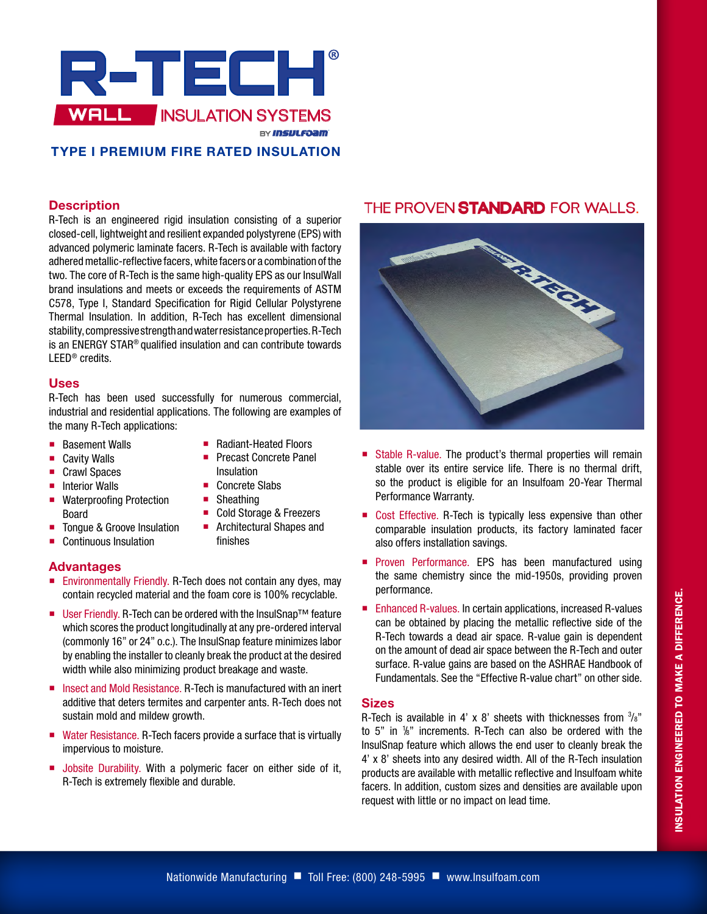# R-TECH®

## WALL INSULATION SYSTEMS

BY INSULFOAM

### TYPE I PREMIUM FIRE RATED INSULATION

## Description

R-Tech is an engineered rigid insulation consisting of a superior closed-cell, lightweight and resilient expanded polystyrene (EPS) with advanced polymeric laminate facers. R-Tech is available with factory adhered metallic-reflective facers, white facers or a combination of the two. The core of R-Tech is the same high-quality EPS as our InsulWall brand insulations and meets or exceeds the requirements of ASTM C578, Type I, Standard Specification for Rigid Cellular Polystyrene Thermal Insulation. In addition, R-Tech has excellent dimensional stability, compressive strength and water resistance properties. R-Tech is an ENERGY STAR® qualified insulation and can contribute towards LEED® credits.

## Uses

R-Tech has been used successfully for numerous commercial, industrial and residential applications. The following are examples of the many R-Tech applications:

- Basement Walls
- Cavity Walls
- Crawl Spaces
- Interior Walls
- Waterproofing Protection Board
- Tongue & Groove Insulation
- Continuous Insulation
- Radiant-Heated Floors
- Precast Concrete Panel Insulation
- Concrete Slabs
- Sheathing
- Cold Storage & Freezers
- Architectural Shapes and finishes

## Advantages

- Environmentally Friendly. R-Tech does not contain any dyes, may contain recycled material and the foam core is 100% recyclable.
- User Friendly. R-Tech can be ordered with the InsulSnap™ feature which scores the product longitudinally at any pre-ordered interval (commonly 16" or 24" o.c.). The InsulSnap feature minimizes labor by enabling the installer to cleanly break the product at the desired width while also minimizing product breakage and waste.
- Insect and Mold Resistance. R-Tech is manufactured with an inert additive that deters termites and carpenter ants. R-Tech does not sustain mold and mildew growth.
- Water Resistance. R-Tech facers provide a surface that is virtually impervious to moisture.
- Jobsite Durability. With a polymeric facer on either side of it, R-Tech is extremely flexible and durable.

THE PROVEN **STANDARD** FOR WALLS.

- Stable R-value. The product's thermal properties will remain stable over its entire service life. There is no thermal drift, so the product is eligible for an Insulfoam 20-Year Thermal Performance Warranty.
- Cost Effective. R-Tech is typically less expensive than other comparable insulation products, its factory laminated facer also offers installation savings.
- Proven Performance. EPS has been manufactured using the same chemistry since the mid-1950s, providing proven performance.
- Enhanced R-values. In certain applications, increased R-values can be obtained by placing the metallic reflective side of the R-Tech towards a dead air space. R-value gain is dependent on the amount of dead air space between the R-Tech and outer surface. R-value gains are based on the ASHRAE Handbook of Fundamentals. See the "Effective R-value chart" on other side.

## Sizes

R-Tech is available in 4' x 8' sheets with thicknesses from 3/8" to 5" in 1/8" increments. R-Tech can also be ordered with the InsulSnap feature which allows the end user to cleanly break the 4' x 8' sheets into any desired width. All of the R-Tech insulation products are available with metallic reflective and Insulfoam white facers. In addition, custom sizes and densities are available upon request with little or no impact on lead time.

INSULATION ENGINEERED TO MAKE A DIFFERENCE.

Nationwide Manufacturing ■ Toll Free: (800) 248-5995 ■ www.Insulfoam.com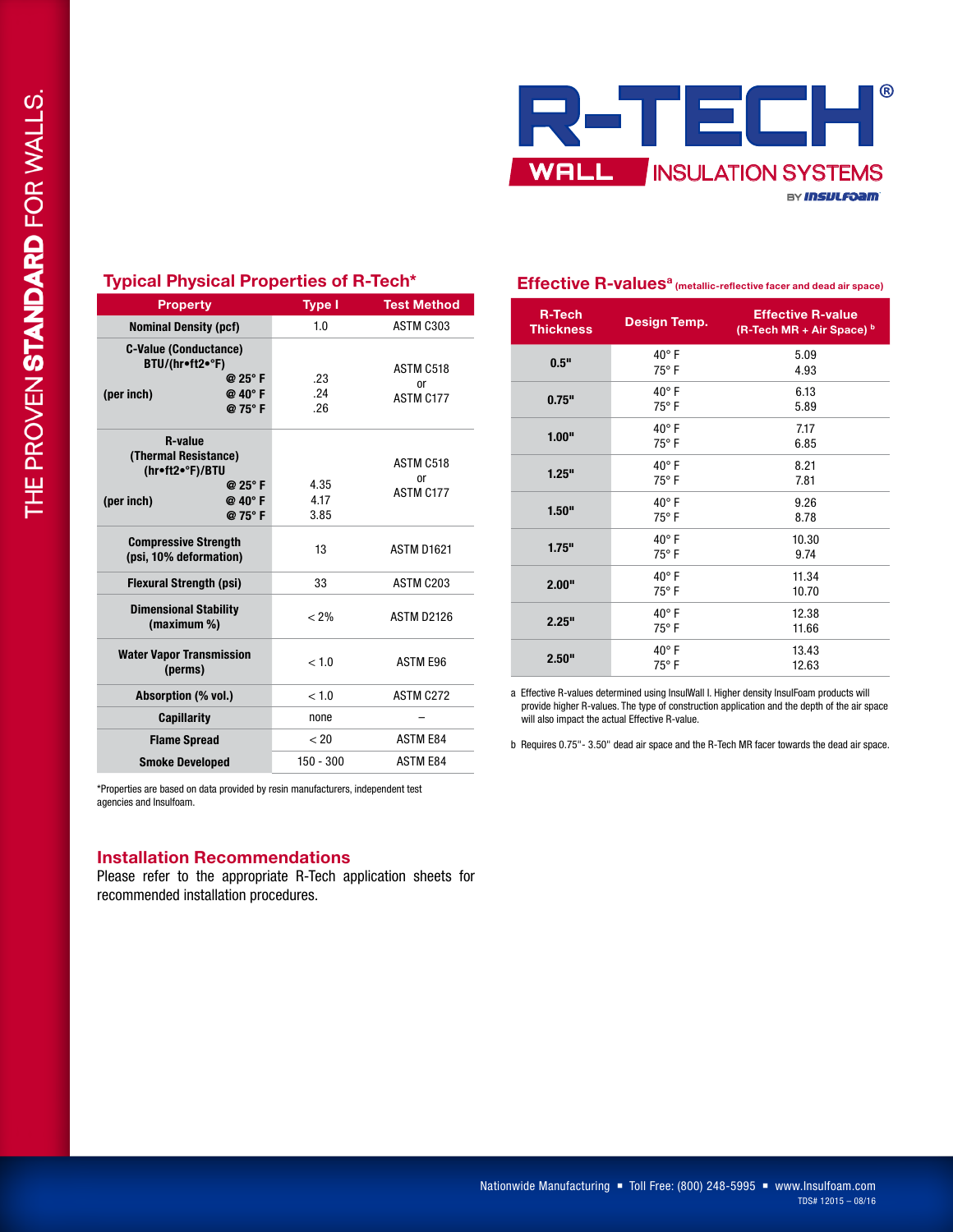THE PROVEN **STANDARD** FOR WALLS.

# R-TECH®

WALL INSULATION SYSTEMS

BY INSULFOAM

## Typical Physical Properties of R-Tech*

| Property | | Type I | Test Method |
|---|---|---|---|
| Nominal Density (pcf) | | 1.0 | ASTM C303 |
| C-Value (Conductance) BTU/(hr•ft2•°F) (per inch) | @ 25° F | .23 | ASTM C518 or ASTM C177 |
| | @ 40° F | .24 | |
| | @ 75° F | .26 | |
| R-value (Thermal Resistance) (hr•ft2•°F)/BTU (per inch) | @ 25° F | 4.35 | ASTM C518 or ASTM C177 |
| | @ 40° F | 4.17 | |
| | @ 75° F | 3.85 | |
| Compressive Strength (psi, 10% deformation) | | 13 | ASTM D1621 |
| Flexural Strength (psi) | | 33 | ASTM C203 |
| Dimensional Stability (maximum %) | | < 2% | ASTM D2126 |
| Water Vapor Transmission (perms) | | < 1.0 | ASTM E96 |
| Absorption (% vol.) | | < 1.0 | ASTM C272 |
| Capillarity | | none | – |
| Flame Spread | | < 20 | ASTM E84 |
| Smoke Developed | | 150 - 300 | ASTM E84 |

*Properties are based on data provided by resin manufacturers, independent test agencies and Insulfoam.

## Installation Recommendations

Please refer to the appropriate R-Tech application sheets for recommended installation procedures.

## Effective R-values[a] (metallic-reflective facer and dead air space)

| R-Tech Thickness | Design Temp. | Effective R-value (R-Tech MR + Air Space) [b] |
|---|---|---|
| 0.5" | 40° F | 5.09 |
| | 75° F | 4.93 |
| 0.75" | 40° F | 6.13 |
| | 75° F | 5.89 |
| 1.00" | 40° F | 7.17 |
| | 75° F | 6.85 |
| 1.25" | 40° F | 8.21 |
| | 75° F | 7.81 |
| 1.50" | 40° F | 9.26 |
| | 75° F | 8.78 |
| 1.75" | 40° F | 10.30 |
| | 75° F | 9.74 |
| 2.00" | 40° F | 11.34 |
| | 75° F | 10.70 |
| 2.25" | 40° F | 12.38 |
| | 75° F | 11.66 |
| 2.50" | 40° F | 13.43 |
| | 75° F | 12.63 |

a Effective R-values determined using InsulWall I. Higher density InsulFoam products will provide higher R-values. The type of construction application and the depth of the air space will also impact the actual Effective R-value.

b Requires 0.75"- 3.50" dead air space and the R-Tech MR facer towards the dead air space.

Nationwide Manufacturing ▪ Toll Free: (800) 248-5995 ▪ www.Insulfoam.com

TDS# 12015 – 08/16